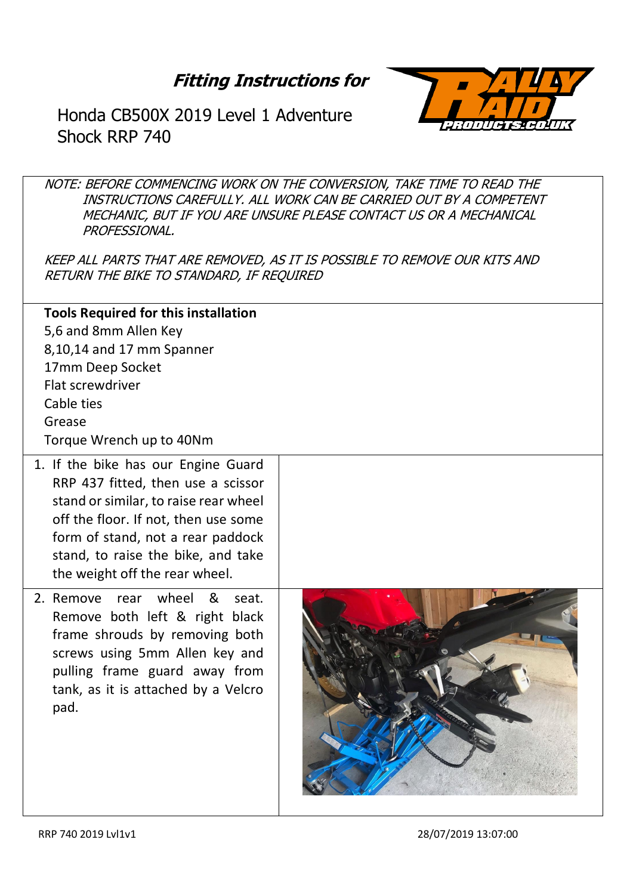# Fitting Instructions for

Honda CB500X 2019 Level 1 Adventure Shock RRP 740

*NOTE: BEFORE COMMENCING WORK ON THE CONVERSION, TAKE TIME TO READ THE INSTRUCTIONS CAREFULLY. ALL WORK CAN BE CARRIED OUT BY A COMPETENT MECHANIC, BUT IF YOU ARE UNSURE PLEASE CONTACT US OR A MECHANICAL PROFESSIONAL.*

*KEEP ALL PARTS THAT ARE REMOVED, AS IT IS POSSIBLE TO REMOVE OUR KITS AND RETURN THE BIKE TO STANDARD, IF REQUIRED*

**Tools Required for this installation**

5,6 and 8mm Allen Key
8,10,14 and 17 mm Spanner
17mm Deep Socket
Flat screwdriver
Cable ties
Grease
Torque Wrench up to 40Nm

1. If the bike has our Engine Guard RRP 437 fitted, then use a scissor stand or similar, to raise rear wheel off the floor. If not, then use some form of stand, not a rear paddock stand, to raise the bike, and take the weight off the rear wheel.
2. Remove rear wheel & seat. Remove both left & right black frame shrouds by removing both screws using 5mm Allen key and pulling frame guard away from tank, as it is attached by a Velcro pad.

RRP 740 2019 Lvl1v1 28/07/2019 13:07:00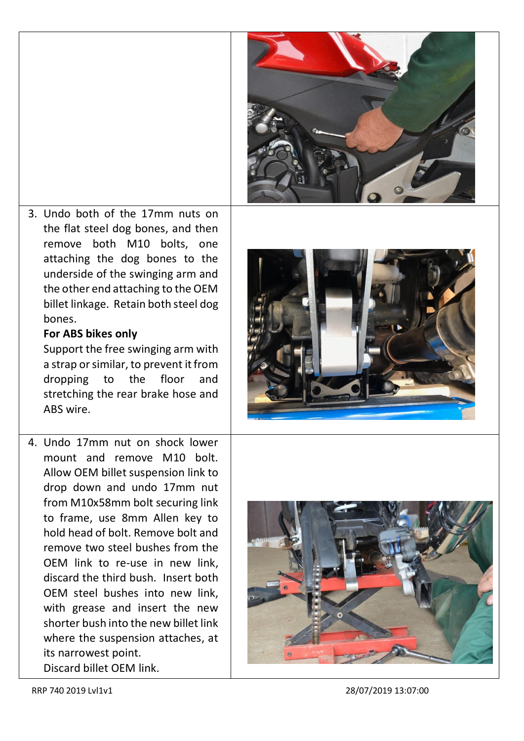3. Undo both of the 17mm nuts on the flat steel dog bones, and then remove both M10 bolts, one attaching the dog bones to the underside of the swinging arm and the other end attaching to the OEM billet linkage. Retain both steel dog bones.

   **For ABS bikes only**

   Support the free swinging arm with a strap or similar, to prevent it from dropping to the floor and stretching the rear brake hose and ABS wire.

4. Undo 17mm nut on shock lower mount and remove M10 bolt. Allow OEM billet suspension link to drop down and undo 17mm nut from M10x58mm bolt securing link to frame, use 8mm Allen key to hold head of bolt. Remove bolt and remove two steel bushes from the OEM link to re-use in new link, discard the third bush. Insert both OEM steel bushes into new link, with grease and insert the new shorter bush into the new billet link where the suspension attaches, at its narrowest point.

   Discard billet OEM link.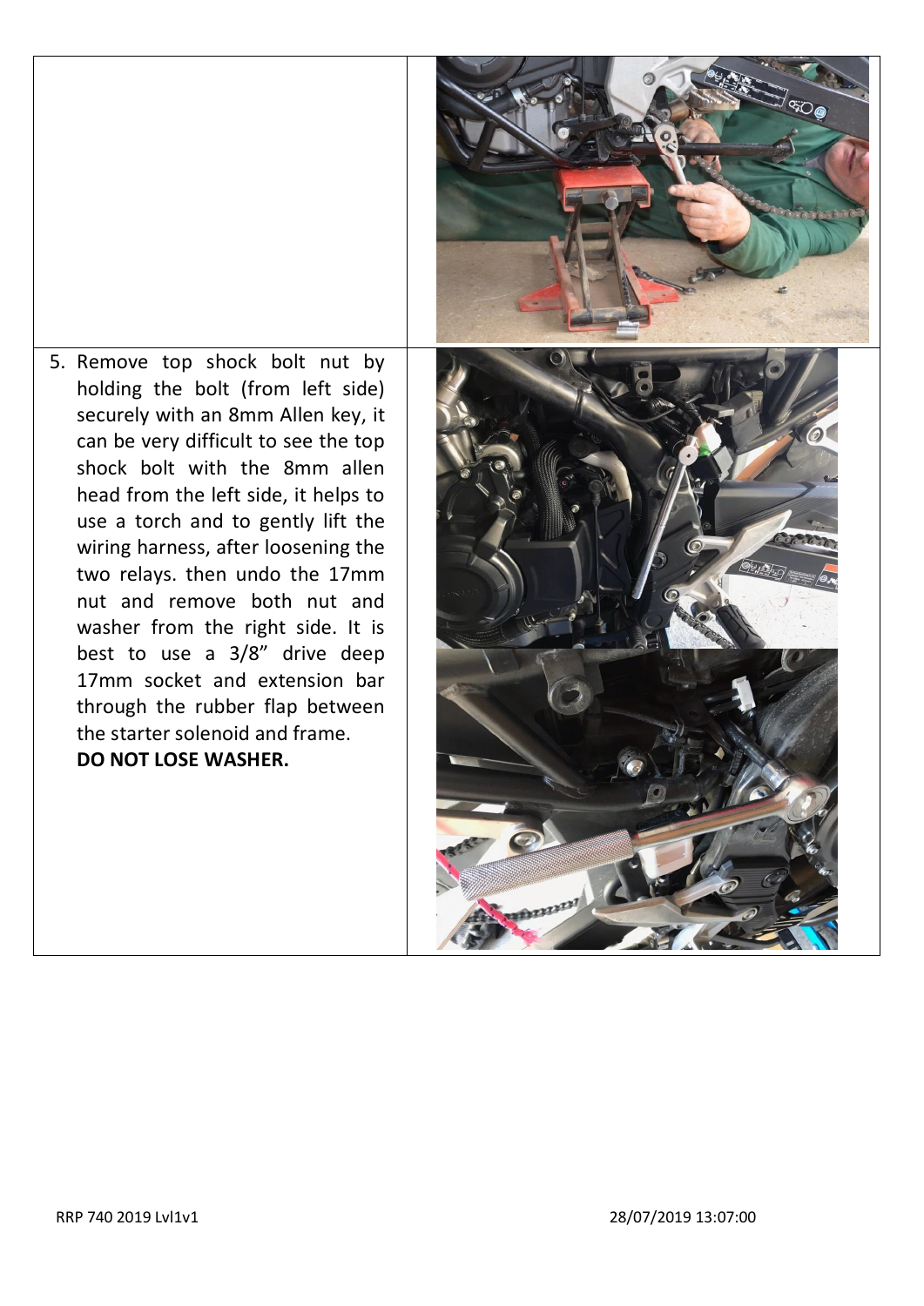5. Remove top shock bolt nut by holding the bolt (from left side) securely with an 8mm Allen key, it can be very difficult to see the top shock bolt with the 8mm allen head from the left side, it helps to use a torch and to gently lift the wiring harness, after loosening the two relays. then undo the 17mm nut and remove both nut and washer from the right side. It is best to use a 3/8" drive deep 17mm socket and extension bar through the rubber flap between the starter solenoid and frame.
   **DO NOT LOSE WASHER.**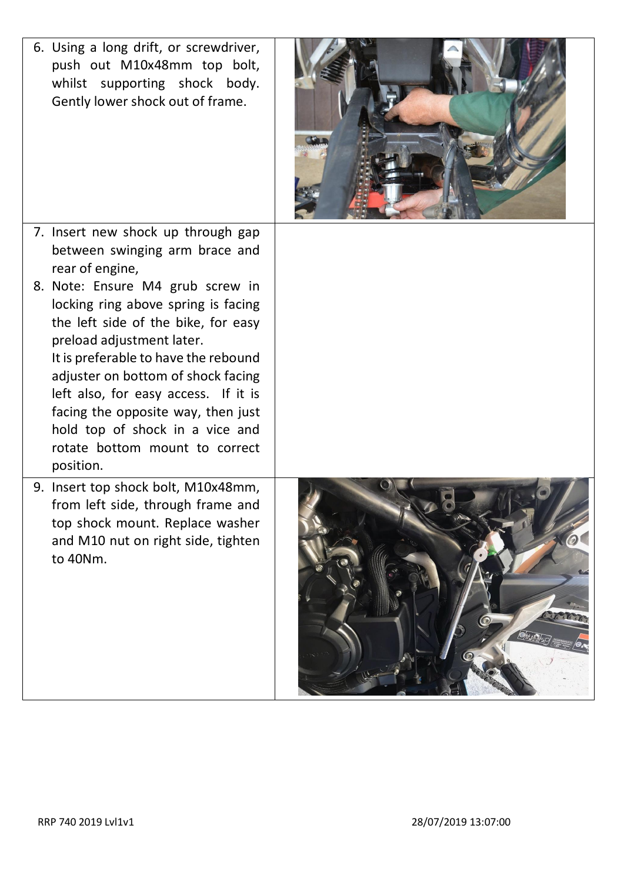| | |
|---|---|
| 6. Using a long drift, or screwdriver, push out M10x48mm top bolt, whilst supporting shock body. Gently lower shock out of frame. | |
| 7. Insert new shock up through gap between swinging arm brace and rear of engine,<br>8. Note: Ensure M4 grub screw in locking ring above spring is facing the left side of the bike, for easy preload adjustment later.<br>It is preferable to have the rebound adjuster on bottom of shock facing left also, for easy access. If it is facing the opposite way, then just hold top of shock in a vice and rotate bottom mount to correct position. | |
| 9. Insert top shock bolt, M10x48mm, from left side, through frame and top shock mount. Replace washer and M10 nut on right side, tighten to 40Nm. | |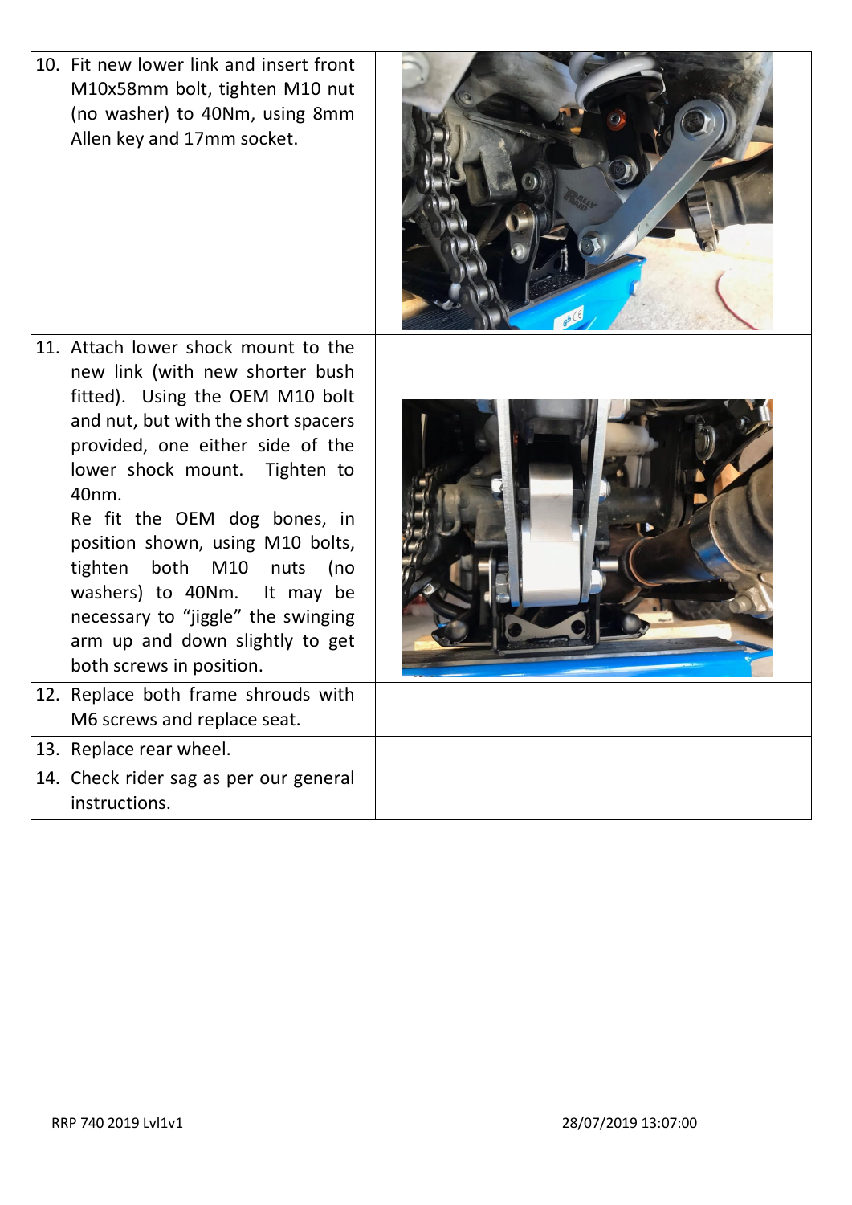| | |
|---|---|
| 10. Fit new lower link and insert front M10x58mm bolt, tighten M10 nut (no washer) to 40Nm, using 8mm Allen key and 17mm socket. | |
| 11. Attach lower shock mount to the new link (with new shorter bush fitted). Using the OEM M10 bolt and nut, but with the short spacers provided, one either side of the lower shock mount. Tighten to 40nm. Re fit the OEM dog bones, in position shown, using M10 bolts, tighten both M10 nuts (no washers) to 40Nm. It may be necessary to "jiggle" the swinging arm up and down slightly to get both screws in position. | |
| 12. Replace both frame shrouds with M6 screws and replace seat. | |
| 13. Replace rear wheel. | |
| 14. Check rider sag as per our general instructions. | |

RRP 740 2019 Lvl1v1 28/07/2019 13:07:00